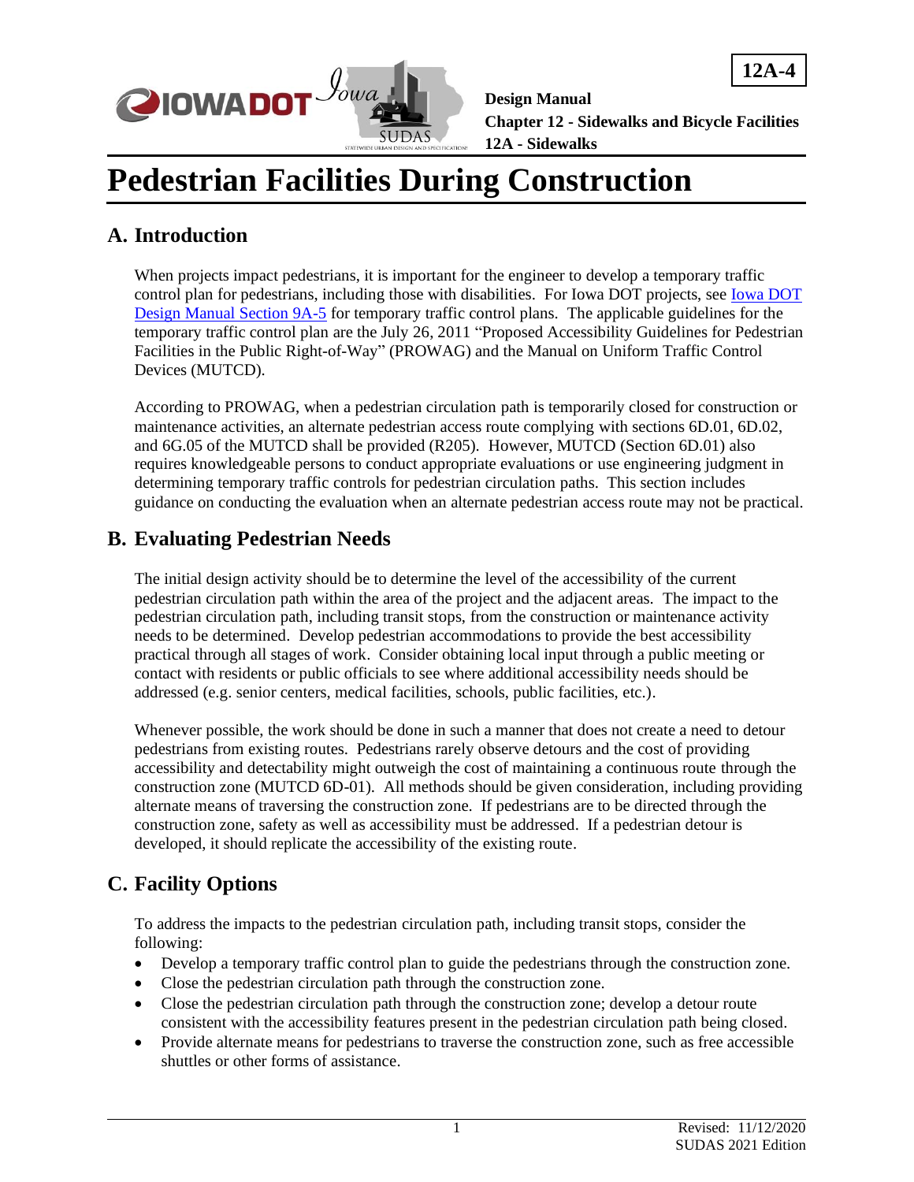# Pedestrian Facilities During Construction

## A. Introduction

When projects impact pedestrians, it is important for the engineer to develop a temporary traffic control plan for pedestrians, including those with disabilities. For Iowa DOT projects, see Iowa DOT Design Manual Section 9A-5 for temporary traffic control plans. The applicable guidelines for the temporary traffic control plan are the July 26, 2011 "Proposed Accessibility Guidelines for Pedestrian Facilities in the Public Right-of-Way" (PROWAG) and the Manual on Uniform Traffic Control Devices (MUTCD).

According to PROWAG, when a pedestrian circulation path is temporarily closed for construction or maintenance activities, an alternate pedestrian access route complying with sections 6D.01, 6D.02, and 6G.05 of the MUTCD shall be provided (R205). However, MUTCD (Section 6D.01) also requires knowledgeable persons to conduct appropriate evaluations or use engineering judgment in determining temporary traffic controls for pedestrian circulation paths. This section includes guidance on conducting the evaluation when an alternate pedestrian access route may not be practical.

## B. Evaluating Pedestrian Needs

The initial design activity should be to determine the level of the accessibility of the current pedestrian circulation path within the area of the project and the adjacent areas. The impact to the pedestrian circulation path, including transit stops, from the construction or maintenance activity needs to be determined. Develop pedestrian accommodations to provide the best accessibility practical through all stages of work. Consider obtaining local input through a public meeting or contact with residents or public officials to see where additional accessibility needs should be addressed (e.g. senior centers, medical facilities, schools, public facilities, etc.).

Whenever possible, the work should be done in such a manner that does not create a need to detour pedestrians from existing routes. Pedestrians rarely observe detours and the cost of providing accessibility and detectability might outweigh the cost of maintaining a continuous route through the construction zone (MUTCD 6D-01). All methods should be given consideration, including providing alternate means of traversing the construction zone. If pedestrians are to be directed through the construction zone, safety as well as accessibility must be addressed. If a pedestrian detour is developed, it should replicate the accessibility of the existing route.

## C. Facility Options

To address the impacts to the pedestrian circulation path, including transit stops, consider the following:

- Develop a temporary traffic control plan to guide the pedestrians through the construction zone.
- Close the pedestrian circulation path through the construction zone.
- Close the pedestrian circulation path through the construction zone; develop a detour route consistent with the accessibility features present in the pedestrian circulation path being closed.
- Provide alternate means for pedestrians to traverse the construction zone, such as free accessible shuttles or other forms of assistance.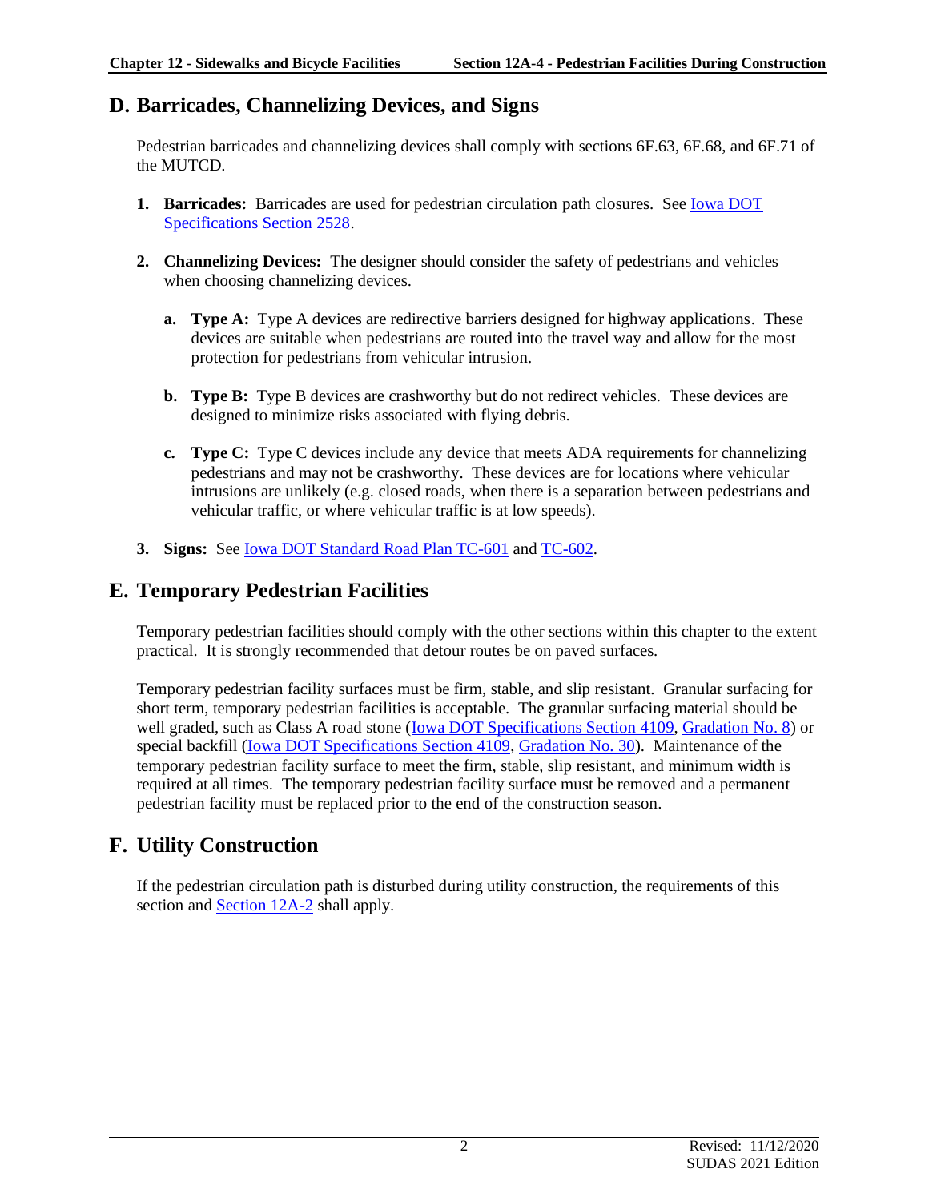## D. Barricades, Channelizing Devices, and Signs

Pedestrian barricades and channelizing devices shall comply with sections 6F.63, 6F.68, and 6F.71 of the MUTCD.

1. **Barricades:** Barricades are used for pedestrian circulation path closures. See Iowa DOT Specifications Section 2528.

2. **Channelizing Devices:** The designer should consider the safety of pedestrians and vehicles when choosing channelizing devices.

   a. **Type A:** Type A devices are redirective barriers designed for highway applications. These devices are suitable when pedestrians are routed into the travel way and allow for the most protection for pedestrians from vehicular intrusion.

   b. **Type B:** Type B devices are crashworthy but do not redirect vehicles. These devices are designed to minimize risks associated with flying debris.

   c. **Type C:** Type C devices include any device that meets ADA requirements for channelizing pedestrians and may not be crashworthy. These devices are for locations where vehicular intrusions are unlikely (e.g. closed roads, when there is a separation between pedestrians and vehicular traffic, or where vehicular traffic is at low speeds).

3. **Signs:** See Iowa DOT Standard Road Plan TC-601 and TC-602.

## E. Temporary Pedestrian Facilities

Temporary pedestrian facilities should comply with the other sections within this chapter to the extent practical. It is strongly recommended that detour routes be on paved surfaces.

Temporary pedestrian facility surfaces must be firm, stable, and slip resistant. Granular surfacing for short term, temporary pedestrian facilities is acceptable. The granular surfacing material should be well graded, such as Class A road stone (Iowa DOT Specifications Section 4109, Gradation No. 8) or special backfill (Iowa DOT Specifications Section 4109, Gradation No. 30). Maintenance of the temporary pedestrian facility surface to meet the firm, stable, slip resistant, and minimum width is required at all times. The temporary pedestrian facility surface must be removed and a permanent pedestrian facility must be replaced prior to the end of the construction season.

## F. Utility Construction

If the pedestrian circulation path is disturbed during utility construction, the requirements of this section and Section 12A-2 shall apply.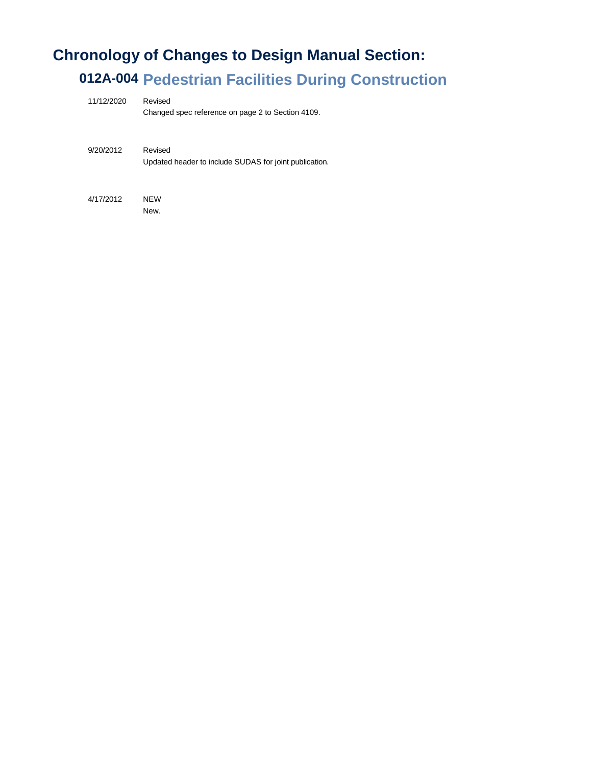# Chronology of Changes to Design Manual Section:

## 012A-004 Pedestrian Facilities During Construction

11/12/2020 Revised
Changed spec reference on page 2 to Section 4109.

9/20/2012 Revised
Updated header to include SUDAS for joint publication.

4/17/2012 NEW
New.